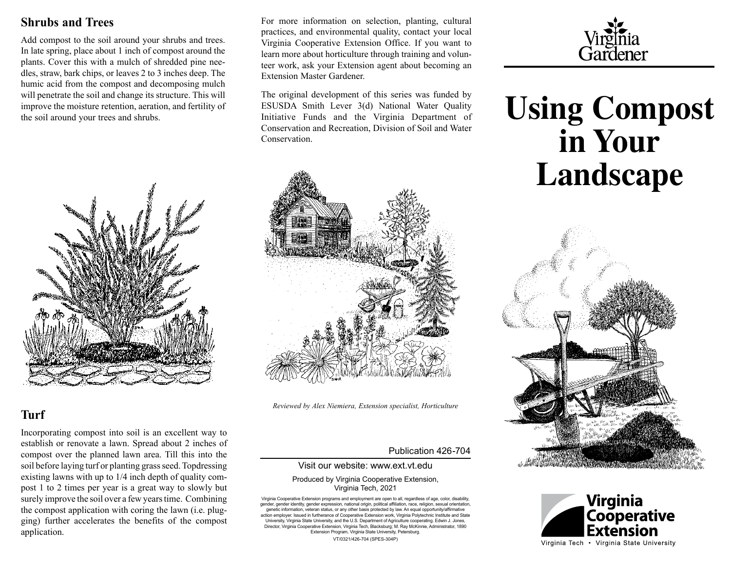## Shrubs and Trees

Add compost to the soil around your shrubs and trees. In late spring, place about 1 inch of compost around the plants. Cover this with a mulch of shredded pine needles, straw, bark chips, or leaves 2 to 3 inches deep. The humic acid from the compost and decomposing mulch will penetrate the soil and change its structure. This will improve the moisture retention, aeration, and fertility of the soil around your trees and shrubs.

## Turf

Incorporating compost into soil is an excellent way to establish or renovate a lawn. Spread about 2 inches of compost over the planned lawn area. Till this into the soil before laying turf or planting grass seed. Topdressing existing lawns with up to 1/4 inch depth of quality compost 1 to 2 times per year is a great way to slowly but surely improve the soil over a few years time. Combining the compost application with coring the lawn (i.e. plugging) further accelerates the benefits of the compost application.

For more information on selection, planting, cultural practices, and environmental quality, contact your local Virginia Cooperative Extension Office. If you want to learn more about horticulture through training and volunteer work, ask your Extension agent about becoming an Extension Master Gardener.

The original development of this series was funded by ESUSDA Smith Lever 3(d) National Water Quality Initiative Funds and the Virginia Department of Conservation and Recreation, Division of Soil and Water Conservation.

*Reviewed by Alex Niemiera, Extension specialist, Horticulture*

Publication 426-704

Visit our website: www.ext.vt.edu

Produced by Virginia Cooperative Extension, Virginia Tech, 2021

Virginia Cooperative Extension programs and employment are open to all, regardless of age, color, disability, gender, gender identity, gender expression, national origin, political affiliation, race, religion, sexual orientation, genetic information, veteran status, or any other basis protected by law. An equal opportunity/affirmative action employer. Issued in furtherance of Cooperative Extension work, Virginia Polytechnic Institute and State University, Virginia State University, and the U.S. Department of Agriculture cooperating. Edwin J. Jones, Director, Virginia Cooperative Extension, Virginia Tech, Blacksburg; M. Ray McKinnie, Administrator, 1890 Extension Program, Virginia State University, Petersburg.

VT/0321/426-704 (SPES-304P)

Virginia Gardener

# Using Compost in Your Landscape

Virginia Cooperative Extension

Virginia Tech • Virginia State University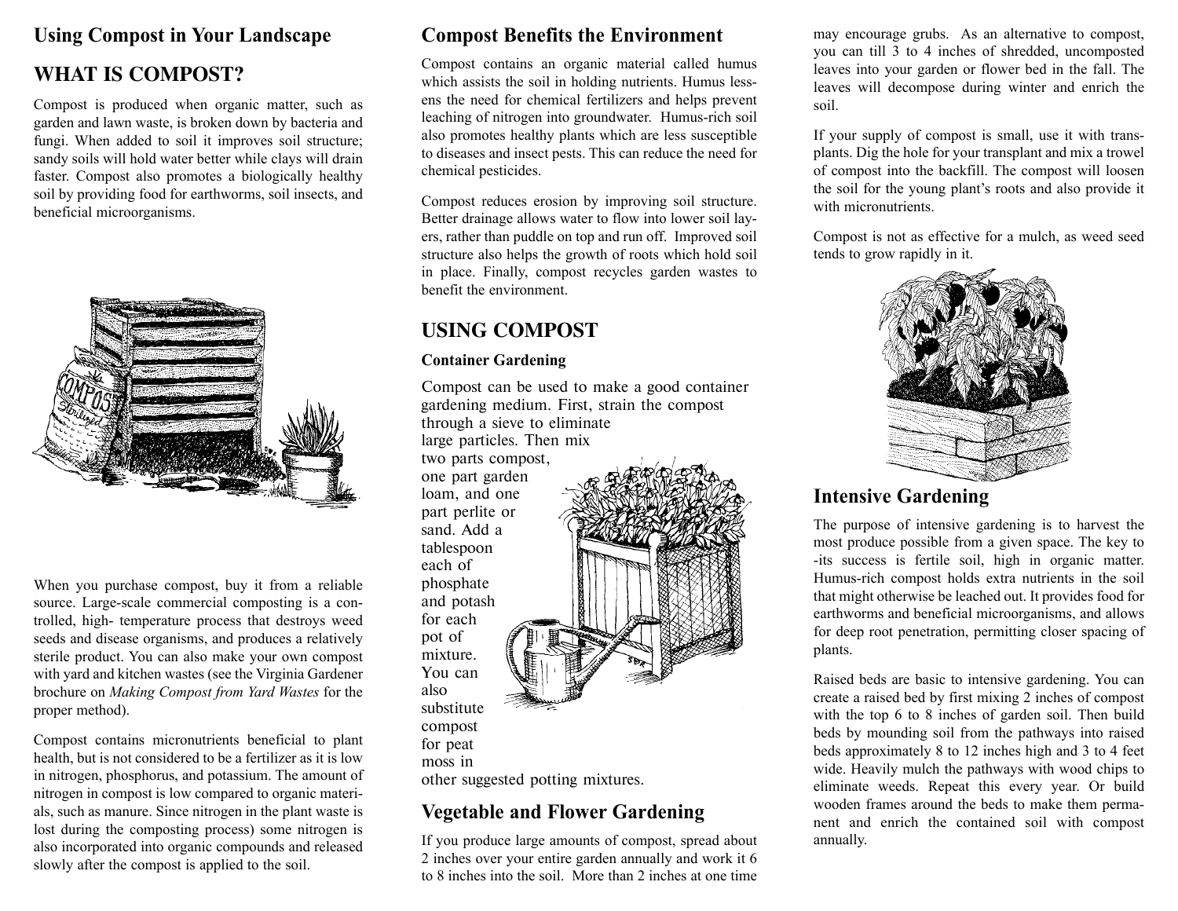## Using Compost in Your Landscape

## WHAT IS COMPOST?

Compost is produced when organic matter, such as garden and lawn waste, is broken down by bacteria and fungi. When added to soil it improves soil structure; sandy soils will hold water better while clays will drain faster. Compost also promotes a biologically healthy soil by providing food for earthworms, soil insects, and beneficial microorganisms.

When you purchase compost, buy it from a reliable source. Large-scale commercial composting is a controlled, high- temperature process that destroys weed seeds and disease organisms, and produces a relatively sterile product. You can also make your own compost with yard and kitchen wastes (see the Virginia Gardener brochure on *Making Compost from Yard Wastes* for the proper method).

Compost contains micronutrients beneficial to plant health, but is not considered to be a fertilizer as it is low in nitrogen, phosphorus, and potassium. The amount of nitrogen in compost is low compared to organic materials, such as manure. Since nitrogen in the plant waste is lost during the composting process) some nitrogen is also incorporated into organic compounds and released slowly after the compost is applied to the soil.

## Compost Benefits the Environment

Compost contains an organic material called humus which assists the soil in holding nutrients. Humus lessens the need for chemical fertilizers and helps prevent leaching of nitrogen into groundwater. Humus-rich soil also promotes healthy plants which are less susceptible to diseases and insect pests. This can reduce the need for chemical pesticides.

Compost reduces erosion by improving soil structure. Better drainage allows water to flow into lower soil layers, rather than puddle on top and run off. Improved soil structure also helps the growth of roots which hold soil in place. Finally, compost recycles garden wastes to benefit the environment.

## USING COMPOST

### Container Gardening

Compost can be used to make a good container gardening medium. First, strain the compost through a sieve to eliminate large particles. Then mix two parts compost, one part garden loam, and one part perlite or sand. Add a tablespoon each of phosphate and potash for each pot of mixture. You can also substitute compost for peat moss in other suggested potting mixtures.

## Vegetable and Flower Gardening

If you produce large amounts of compost, spread about 2 inches over your entire garden annually and work it 6 to 8 inches into the soil. More than 2 inches at one time may encourage grubs. As an alternative to compost, you can till 3 to 4 inches of shredded, uncomposted leaves into your garden or flower bed in the fall. The leaves will decompose during winter and enrich the soil.

If your supply of compost is small, use it with transplants. Dig the hole for your transplant and mix a trowel of compost into the backfill. The compost will loosen the soil for the young plant's roots and also provide it with micronutrients.

Compost is not as effective for a mulch, as weed seed tends to grow rapidly in it.

## Intensive Gardening

The purpose of intensive gardening is to harvest the most produce possible from a given space. The key to -its success is fertile soil, high in organic matter. Humus-rich compost holds extra nutrients in the soil that might otherwise be leached out. It provides food for earthworms and beneficial microorganisms, and allows for deep root penetration, permitting closer spacing of plants.

Raised beds are basic to intensive gardening. You can create a raised bed by first mixing 2 inches of compost with the top 6 to 8 inches of garden soil. Then build beds by mounding soil from the pathways into raised beds approximately 8 to 12 inches high and 3 to 4 feet wide. Heavily mulch the pathways with wood chips to eliminate weeds. Repeat this every year. Or build wooden frames around the beds to make them permanent and enrich the contained soil with compost annually.